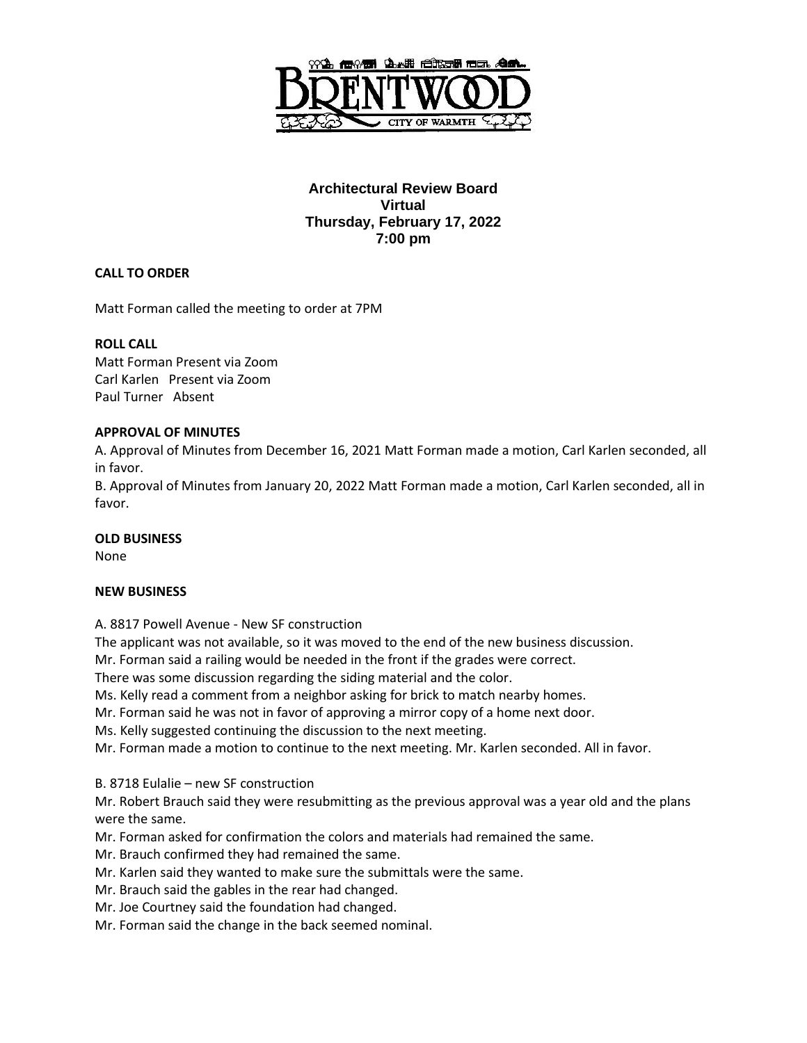**Architectural Review Board**
**Virtual**
**Thursday, February 17, 2022**
**7:00 pm**

**CALL TO ORDER**

Matt Forman called the meeting to order at 7PM

**ROLL CALL**

Matt Forman Present via Zoom
Carl Karlen Present via Zoom
Paul Turner Absent

**APPROVAL OF MINUTES**

A. Approval of Minutes from December 16, 2021 Matt Forman made a motion, Carl Karlen seconded, all in favor.

B. Approval of Minutes from January 20, 2022 Matt Forman made a motion, Carl Karlen seconded, all in favor.

**OLD BUSINESS**

None

**NEW BUSINESS**

A. 8817 Powell Avenue - New SF construction

The applicant was not available, so it was moved to the end of the new business discussion.
Mr. Forman said a railing would be needed in the front if the grades were correct.
There was some discussion regarding the siding material and the color.
Ms. Kelly read a comment from a neighbor asking for brick to match nearby homes.
Mr. Forman said he was not in favor of approving a mirror copy of a home next door.
Ms. Kelly suggested continuing the discussion to the next meeting.
Mr. Forman made a motion to continue to the next meeting. Mr. Karlen seconded. All in favor.

B. 8718 Eulalie – new SF construction

Mr. Robert Brauch said they were resubmitting as the previous approval was a year old and the plans were the same.
Mr. Forman asked for confirmation the colors and materials had remained the same.
Mr. Brauch confirmed they had remained the same.
Mr. Karlen said they wanted to make sure the submittals were the same.
Mr. Brauch said the gables in the rear had changed.
Mr. Joe Courtney said the foundation had changed.
Mr. Forman said the change in the back seemed nominal.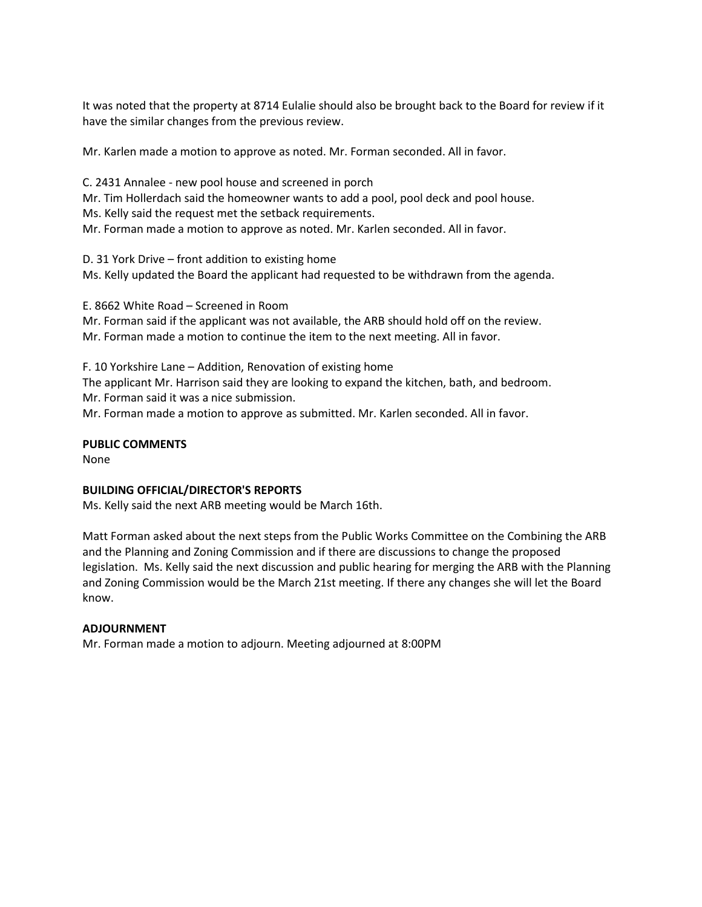It was noted that the property at 8714 Eulalie should also be brought back to the Board for review if it have the similar changes from the previous review.

Mr. Karlen made a motion to approve as noted. Mr. Forman seconded. All in favor.

C. 2431 Annalee - new pool house and screened in porch
Mr. Tim Hollerdach said the homeowner wants to add a pool, pool deck and pool house.
Ms. Kelly said the request met the setback requirements.
Mr. Forman made a motion to approve as noted. Mr. Karlen seconded. All in favor.

D. 31 York Drive – front addition to existing home
Ms. Kelly updated the Board the applicant had requested to be withdrawn from the agenda.

E. 8662 White Road – Screened in Room
Mr. Forman said if the applicant was not available, the ARB should hold off on the review.
Mr. Forman made a motion to continue the item to the next meeting. All in favor.

F. 10 Yorkshire Lane – Addition, Renovation of existing home
The applicant Mr. Harrison said they are looking to expand the kitchen, bath, and bedroom.
Mr. Forman said it was a nice submission.
Mr. Forman made a motion to approve as submitted. Mr. Karlen seconded. All in favor.

**PUBLIC COMMENTS**

None

**BUILDING OFFICIAL/DIRECTOR'S REPORTS**

Ms. Kelly said the next ARB meeting would be March 16th.

Matt Forman asked about the next steps from the Public Works Committee on the Combining the ARB and the Planning and Zoning Commission and if there are discussions to change the proposed legislation. Ms. Kelly said the next discussion and public hearing for merging the ARB with the Planning and Zoning Commission would be the March 21st meeting. If there any changes she will let the Board know.

**ADJOURNMENT**

Mr. Forman made a motion to adjourn. Meeting adjourned at 8:00PM